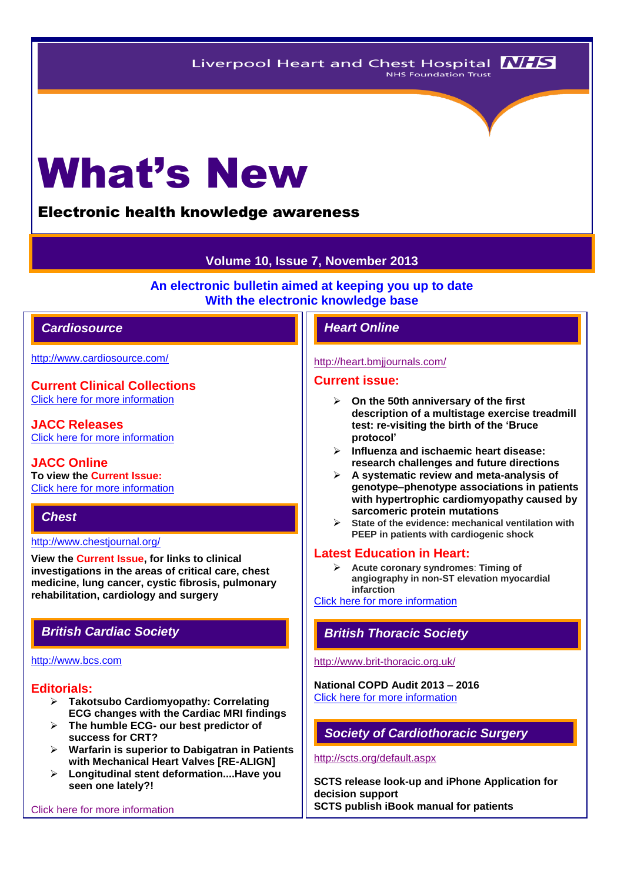Liverpool Heart and Chest Hospital NHS Foundation Trust

# What's New

## Electronic health knowledge awareness

**Volume 10, Issue 7, November 2013**

**An electronic bulletin aimed at keeping you up to date With the electronic knowledge base**

## *Cardiosource*

http://www.cardiosource.com/

### Current Clinical Collections

Click here for more information

### JACC Releases

Click here for more information

### JACC Online

**To view the Current Issue:**

Click here for more information

## *Chest*

http://www.chestjournal.org/

**View the Current Issue, for links to clinical investigations in the areas of critical care, chest medicine, lung cancer, cystic fibrosis, pulmonary rehabilitation, cardiology and surgery**

## *British Cardiac Society*

http://www.bcs.com

### Editorials:

- **Takotsubo Cardiomyopathy: Correlating ECG changes with the Cardiac MRI findings**
- **The humble ECG- our best predictor of success for CRT?**
- **Warfarin is superior to Dabigatran in Patients with Mechanical Heart Valves [RE-ALIGN]**
- **Longitudinal stent deformation....Have you seen one lately?!**

Click here for more information

## *Heart Online*

http://heart.bmjjournals.com/

### Current issue:

- **On the 50th anniversary of the first description of a multistage exercise treadmill test: re-visiting the birth of the 'Bruce protocol'**
- **Influenza and ischaemic heart disease: research challenges and future directions**
- **A systematic review and meta-analysis of genotype–phenotype associations in patients with hypertrophic cardiomyopathy caused by sarcomeric protein mutations**
- **State of the evidence: mechanical ventilation with PEEP in patients with cardiogenic shock**

### Latest Education in Heart:

- **Acute coronary syndromes: Timing of angiography in non-ST elevation myocardial infarction**

Click here for more information

## *British Thoracic Society*

http://www.brit-thoracic.org.uk/

**National COPD Audit 2013 – 2016**

Click here for more information

## *Society of Cardiothoracic Surgery*

http://scts.org/default.aspx

**SCTS release look-up and iPhone Application for decision support**

**SCTS publish iBook manual for patients**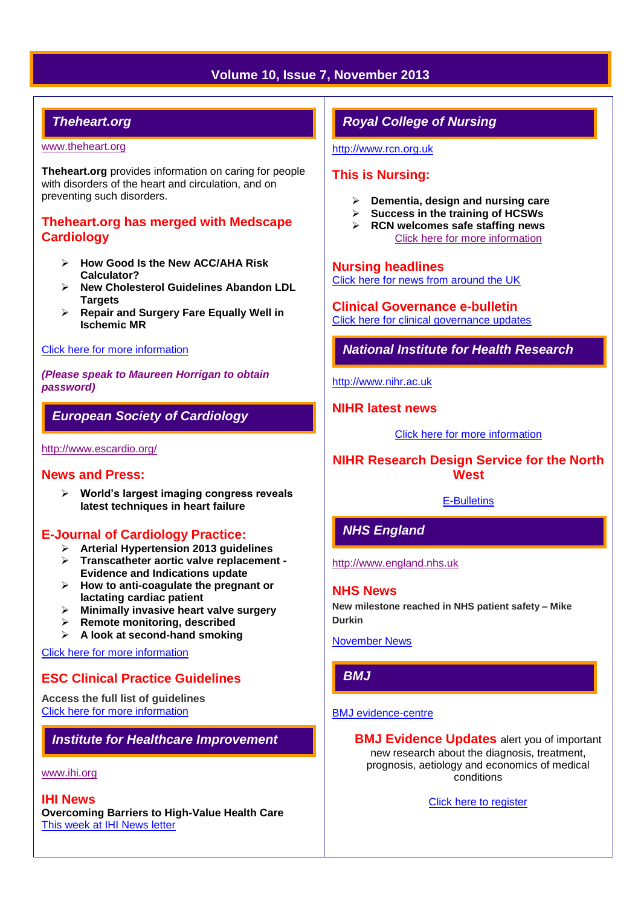# Theheart.org

www.theheart.org

**Theheart.org** provides information on caring for people with disorders of the heart and circulation, and on preventing such disorders.

## Theheart.org has merged with Medscape Cardiology

- **How Good Is the New ACC/AHA Risk Calculator?**
- **New Cholesterol Guidelines Abandon LDL Targets**
- **Repair and Surgery Fare Equally Well in Ischemic MR**

Click here for more information

***(Please speak to Maureen Horrigan to obtain password)***

# European Society of Cardiology

http://www.escardio.org/

## News and Press:

- **World's largest imaging congress reveals latest techniques in heart failure**

## E-Journal of Cardiology Practice:

- **Arterial Hypertension 2013 guidelines**
- **Transcatheter aortic valve replacement - Evidence and Indications update**
- **How to anti-coagulate the pregnant or lactating cardiac patient**
- **Minimally invasive heart valve surgery**
- **Remote monitoring, described**
- **A look at second-hand smoking**

Click here for more information

## ESC Clinical Practice Guidelines

**Access the full list of guidelines**
Click here for more information

# Institute for Healthcare Improvement

www.ihi.org

## IHI News

**Overcoming Barriers to High-Value Health Care**
This week at IHI News letter

# Royal College of Nursing

http://www.rcn.org.uk

## This is Nursing:

- **Dementia, design and nursing care**
- **Success in the training of HCSWs**
- **RCN welcomes safe staffing news**

Click here for more information

## Nursing headlines

Click here for news from around the UK

## Clinical Governance e-bulletin

Click here for clinical governance updates

# National Institute for Health Research

http://www.nihr.ac.uk

## NIHR latest news

Click here for more information

## NIHR Research Design Service for the North West

E-Bulletins

# NHS England

http://www.england.nhs.uk

## NHS News

**New milestone reached in NHS patient safety – Mike Durkin**

November News

# BMJ

BMJ evidence-centre

**BMJ Evidence Updates** alert you of important new research about the diagnosis, treatment, prognosis, aetiology and economics of medical conditions

Click here to register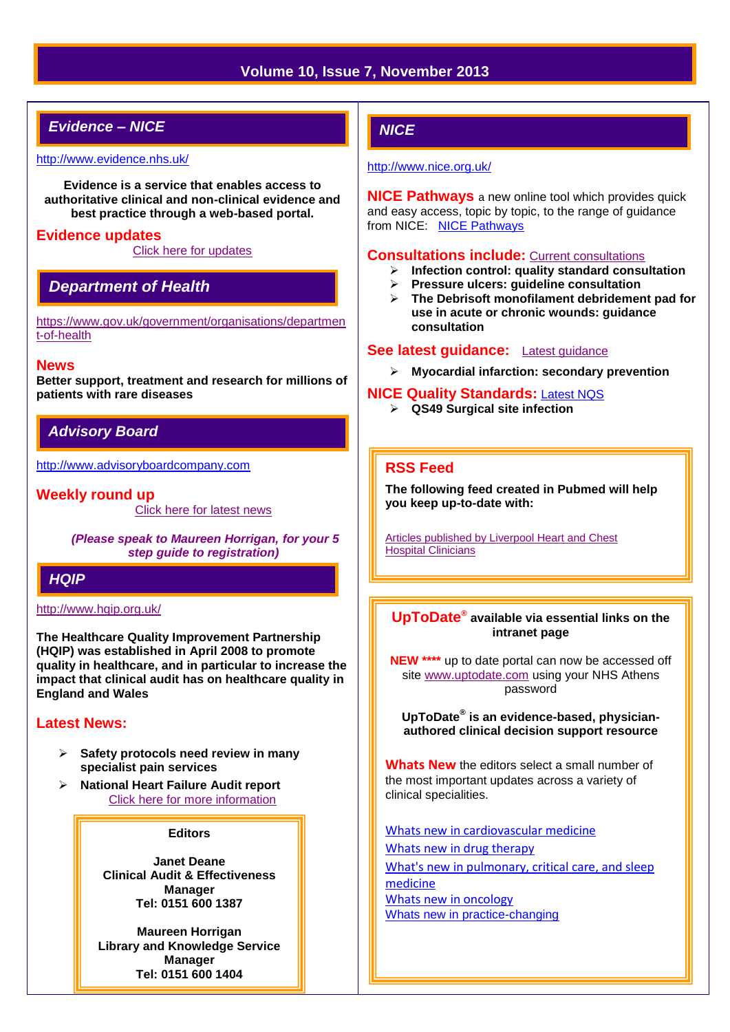Volume 10, Issue 7, November 2013

## Evidence – NICE

http://www.evidence.nhs.uk/

**Evidence is a service that enables access to authoritative clinical and non-clinical evidence and best practice through a web-based portal.**

### Evidence updates

Click here for updates

## Department of Health

https://www.gov.uk/government/organisations/department-of-health

### News

**Better support, treatment and research for millions of patients with rare diseases**

## Advisory Board

http://www.advisoryboardcompany.com

### Weekly round up

Click here for latest news

***(Please speak to Maureen Horrigan, for your 5 step guide to registration)***

## HQIP

http://www.hqip.org.uk/

**The Healthcare Quality Improvement Partnership (HQIP) was established in April 2008 to promote quality in healthcare, and in particular to increase the impact that clinical audit has on healthcare quality in England and Wales**

### Latest News:

- **Safety protocols need review in many specialist pain services**
- **National Heart Failure Audit report**
  Click here for more information

**Editors**

**Janet Deane**
**Clinical Audit & Effectiveness Manager**
**Tel: 0151 600 1387**

**Maureen Horrigan**
**Library and Knowledge Service Manager**
**Tel: 0151 600 1404**

## NICE

http://www.nice.org.uk/

**NICE Pathways** a new online tool which provides quick and easy access, topic by topic, to the range of guidance from NICE: NICE Pathways

**Consultations include:** Current consultations

- **Infection control: quality standard consultation**
- **Pressure ulcers: guideline consultation**
- **The Debrisoft monofilament debridement pad for use in acute or chronic wounds: guidance consultation**

**See latest guidance:** Latest guidance

- **Myocardial infarction: secondary prevention**

**NICE Quality Standards:** Latest NQS

- **QS49 Surgical site infection**

### RSS Feed

**The following feed created in Pubmed will help you keep up-to-date with:**

Articles published by Liverpool Heart and Chest Hospital Clinicians

**UpToDate®** **available via essential links on the intranet page**

**NEW \*\*\*\*** up to date portal can now be accessed off site www.uptodate.com using your NHS Athens password

**UpToDate® is an evidence-based, physician-authored clinical decision support resource**

**Whats New** the editors select a small number of the most important updates across a variety of clinical specialities.

Whats new in cardiovascular medicine
Whats new in drug therapy
What's new in pulmonary, critical care, and sleep medicine
Whats new in oncology
Whats new in practice-changing